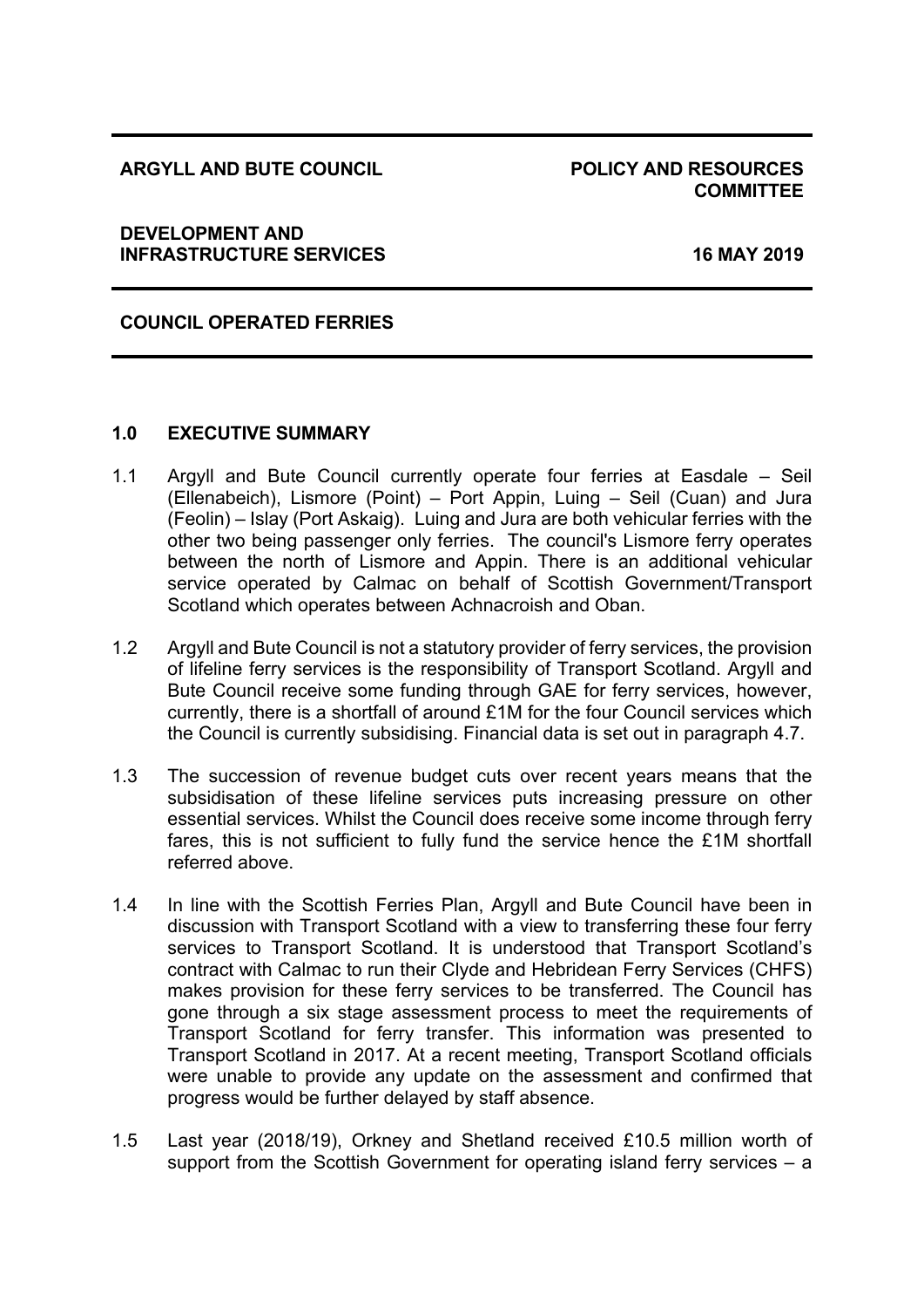**ARGYLL AND BUTE COUNCIL** | **POLICY AND RESOURCES COMMITTEE**

**DEVELOPMENT AND INFRASTRUCTURE SERVICES** | **16 MAY 2019**

---

**COUNCIL OPERATED FERRIES**

---

## 1.0 EXECUTIVE SUMMARY

1.1 Argyll and Bute Council currently operate four ferries at Easdale – Seil (Ellenabeich), Lismore (Point) – Port Appin, Luing – Seil (Cuan) and Jura (Feolin) – Islay (Port Askaig). Luing and Jura are both vehicular ferries with the other two being passenger only ferries. The council's Lismore ferry operates between the north of Lismore and Appin. There is an additional vehicular service operated by Calmac on behalf of Scottish Government/Transport Scotland which operates between Achnacroish and Oban.

1.2 Argyll and Bute Council is not a statutory provider of ferry services, the provision of lifeline ferry services is the responsibility of Transport Scotland. Argyll and Bute Council receive some funding through GAE for ferry services, however, currently, there is a shortfall of around £1M for the four Council services which the Council is currently subsidising. Financial data is set out in paragraph 4.7.

1.3 The succession of revenue budget cuts over recent years means that the subsidisation of these lifeline services puts increasing pressure on other essential services. Whilst the Council does receive some income through ferry fares, this is not sufficient to fully fund the service hence the £1M shortfall referred above.

1.4 In line with the Scottish Ferries Plan, Argyll and Bute Council have been in discussion with Transport Scotland with a view to transferring these four ferry services to Transport Scotland. It is understood that Transport Scotland's contract with Calmac to run their Clyde and Hebridean Ferry Services (CHFS) makes provision for these ferry services to be transferred. The Council has gone through a six stage assessment process to meet the requirements of Transport Scotland for ferry transfer. This information was presented to Transport Scotland in 2017. At a recent meeting, Transport Scotland officials were unable to provide any update on the assessment and confirmed that progress would be further delayed by staff absence.

1.5 Last year (2018/19), Orkney and Shetland received £10.5 million worth of support from the Scottish Government for operating island ferry services – a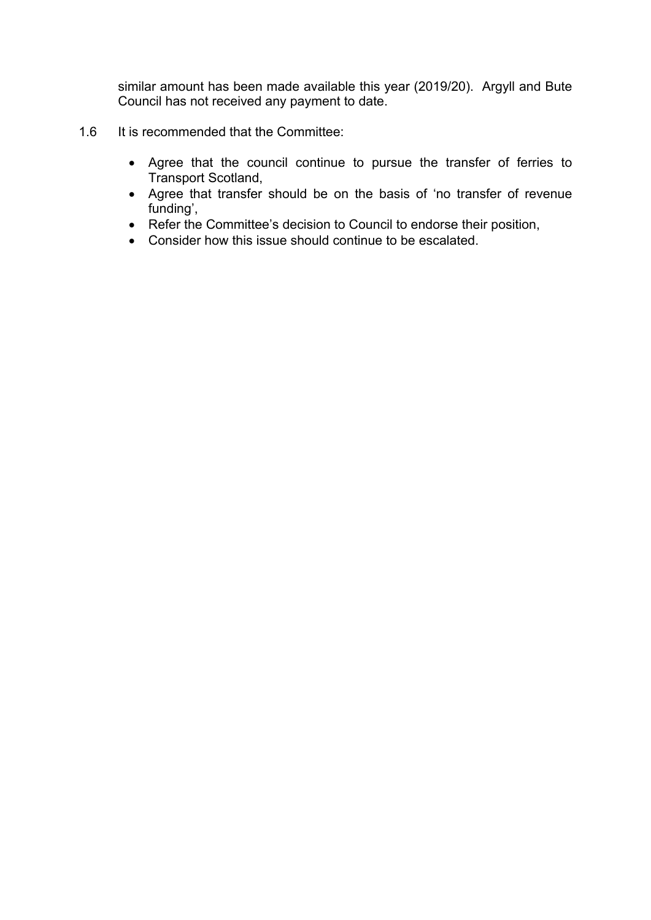similar amount has been made available this year (2019/20). Argyll and Bute Council has not received any payment to date.

1.6 It is recommended that the Committee:

- Agree that the council continue to pursue the transfer of ferries to Transport Scotland,
- Agree that transfer should be on the basis of 'no transfer of revenue funding',
- Refer the Committee's decision to Council to endorse their position,
- Consider how this issue should continue to be escalated.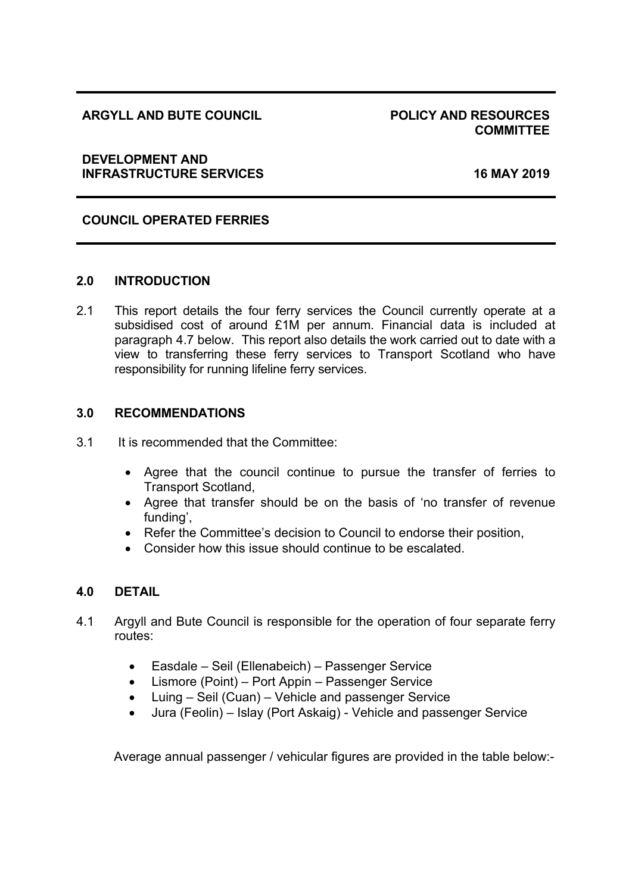**ARGYLL AND BUTE COUNCIL** **POLICY AND RESOURCES COMMITTEE**

**DEVELOPMENT AND INFRASTRUCTURE SERVICES** **16 MAY 2019**

**COUNCIL OPERATED FERRIES**

## 2.0 INTRODUCTION

2.1 This report details the four ferry services the Council currently operate at a subsidised cost of around £1M per annum. Financial data is included at paragraph 4.7 below. This report also details the work carried out to date with a view to transferring these ferry services to Transport Scotland who have responsibility for running lifeline ferry services.

## 3.0 RECOMMENDATIONS

3.1 It is recommended that the Committee:

- Agree that the council continue to pursue the transfer of ferries to Transport Scotland,
- Agree that transfer should be on the basis of 'no transfer of revenue funding',
- Refer the Committee's decision to Council to endorse their position,
- Consider how this issue should continue to be escalated.

## 4.0 DETAIL

4.1 Argyll and Bute Council is responsible for the operation of four separate ferry routes:

- Easdale – Seil (Ellenabeich) – Passenger Service
- Lismore (Point) – Port Appin – Passenger Service
- Luing – Seil (Cuan) – Vehicle and passenger Service
- Jura (Feolin) – Islay (Port Askaig) - Vehicle and passenger Service

Average annual passenger / vehicular figures are provided in the table below:-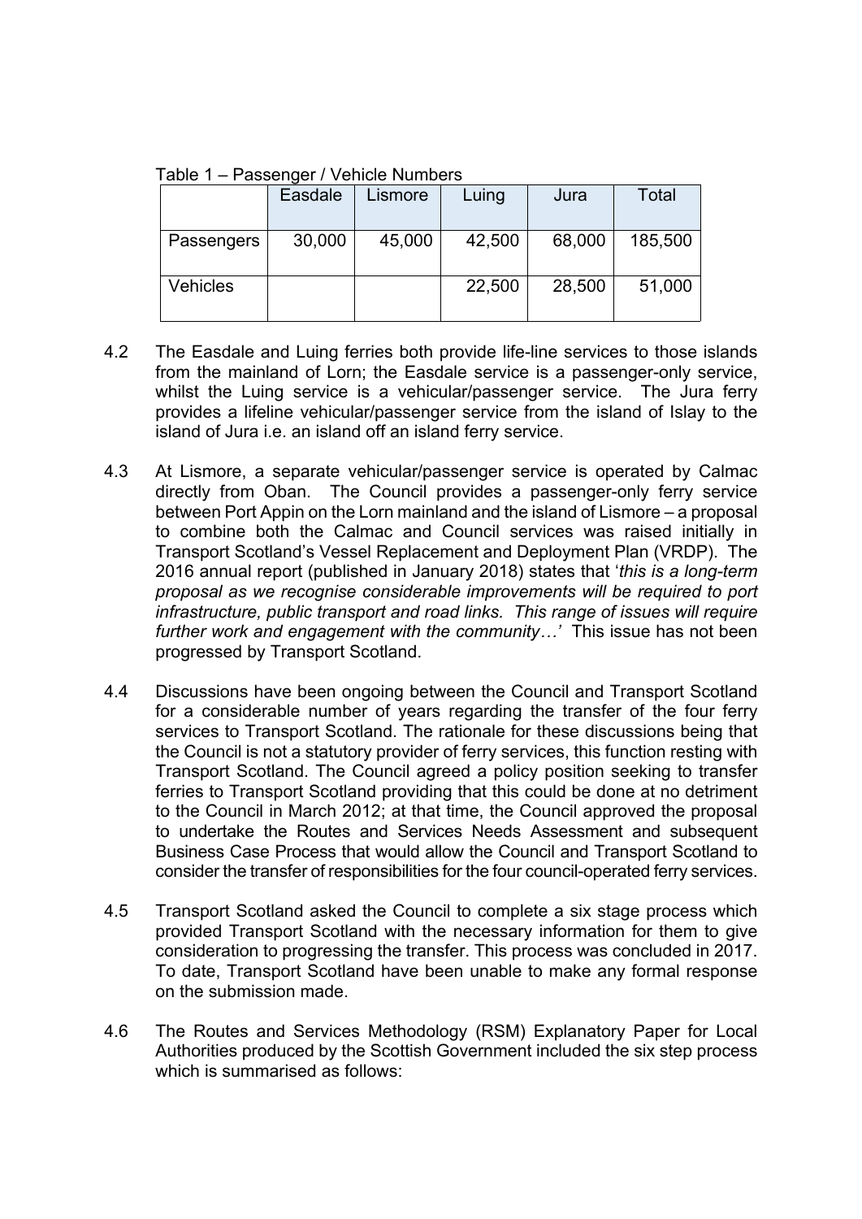Table 1 – Passenger / Vehicle Numbers

| | Easdale | Lismore | Luing | Jura | Total |
|---|---|---|---|---|---|
| Passengers | 30,000 | 45,000 | 42,500 | 68,000 | 185,500 |
| Vehicles | | | 22,500 | 28,500 | 51,000 |

4.2 The Easdale and Luing ferries both provide life-line services to those islands from the mainland of Lorn; the Easdale service is a passenger-only service, whilst the Luing service is a vehicular/passenger service. The Jura ferry provides a lifeline vehicular/passenger service from the island of Islay to the island of Jura i.e. an island off an island ferry service.

4.3 At Lismore, a separate vehicular/passenger service is operated by Calmac directly from Oban. The Council provides a passenger-only ferry service between Port Appin on the Lorn mainland and the island of Lismore – a proposal to combine both the Calmac and Council services was raised initially in Transport Scotland's Vessel Replacement and Deployment Plan (VRDP). The 2016 annual report (published in January 2018) states that '*this is a long-term proposal as we recognise considerable improvements will be required to port infrastructure, public transport and road links. This range of issues will require further work and engagement with the community…*' This issue has not been progressed by Transport Scotland.

4.4 Discussions have been ongoing between the Council and Transport Scotland for a considerable number of years regarding the transfer of the four ferry services to Transport Scotland. The rationale for these discussions being that the Council is not a statutory provider of ferry services, this function resting with Transport Scotland. The Council agreed a policy position seeking to transfer ferries to Transport Scotland providing that this could be done at no detriment to the Council in March 2012; at that time, the Council approved the proposal to undertake the Routes and Services Needs Assessment and subsequent Business Case Process that would allow the Council and Transport Scotland to consider the transfer of responsibilities for the four council-operated ferry services.

4.5 Transport Scotland asked the Council to complete a six stage process which provided Transport Scotland with the necessary information for them to give consideration to progressing the transfer. This process was concluded in 2017. To date, Transport Scotland have been unable to make any formal response on the submission made.

4.6 The Routes and Services Methodology (RSM) Explanatory Paper for Local Authorities produced by the Scottish Government included the six step process which is summarised as follows: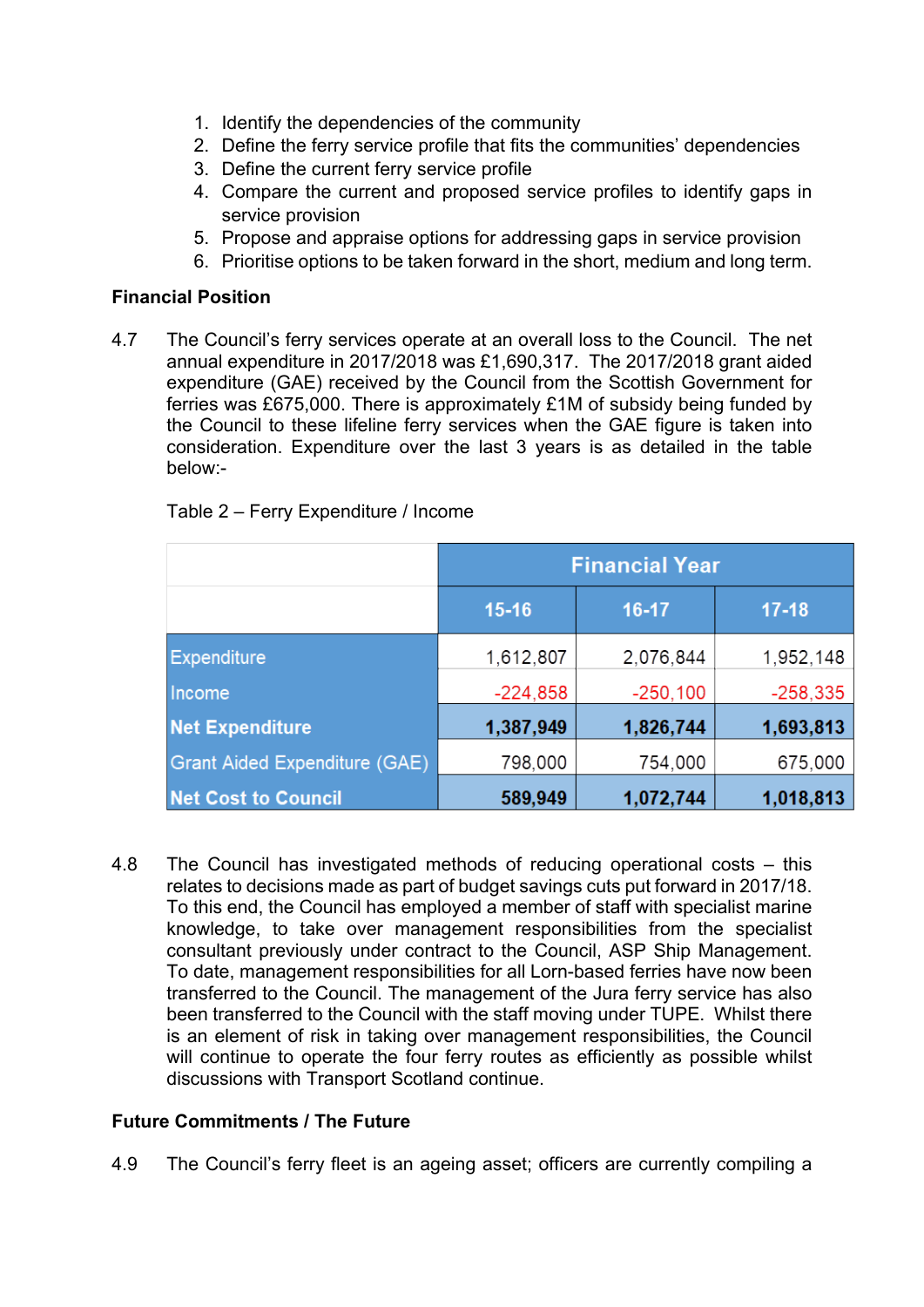1. Identify the dependencies of the community
2. Define the ferry service profile that fits the communities' dependencies
3. Define the current ferry service profile
4. Compare the current and proposed service profiles to identify gaps in service provision
5. Propose and appraise options for addressing gaps in service provision
6. Prioritise options to be taken forward in the short, medium and long term.

**Financial Position**

4.7 The Council's ferry services operate at an overall loss to the Council. The net annual expenditure in 2017/2018 was £1,690,317. The 2017/2018 grant aided expenditure (GAE) received by the Council from the Scottish Government for ferries was £675,000. There is approximately £1M of subsidy being funded by the Council to these lifeline ferry services when the GAE figure is taken into consideration. Expenditure over the last 3 years is as detailed in the table below:-

Table 2 – Ferry Expenditure / Income

| | Financial Year | | |
|---|---|---|---|
| | 15-16 | 16-17 | 17-18 |
| Expenditure | 1,612,807 | 2,076,844 | 1,952,148 |
| Income | -224,858 | -250,100 | -258,335 |
| **Net Expenditure** | **1,387,949** | **1,826,744** | **1,693,813** |
| Grant Aided Expenditure (GAE) | 798,000 | 754,000 | 675,000 |
| **Net Cost to Council** | **589,949** | **1,072,744** | **1,018,813** |

4.8 The Council has investigated methods of reducing operational costs – this relates to decisions made as part of budget savings cuts put forward in 2017/18. To this end, the Council has employed a member of staff with specialist marine knowledge, to take over management responsibilities from the specialist consultant previously under contract to the Council, ASP Ship Management. To date, management responsibilities for all Lorn-based ferries have now been transferred to the Council. The management of the Jura ferry service has also been transferred to the Council with the staff moving under TUPE. Whilst there is an element of risk in taking over management responsibilities, the Council will continue to operate the four ferry routes as efficiently as possible whilst discussions with Transport Scotland continue.

**Future Commitments / The Future**

4.9 The Council's ferry fleet is an ageing asset; officers are currently compiling a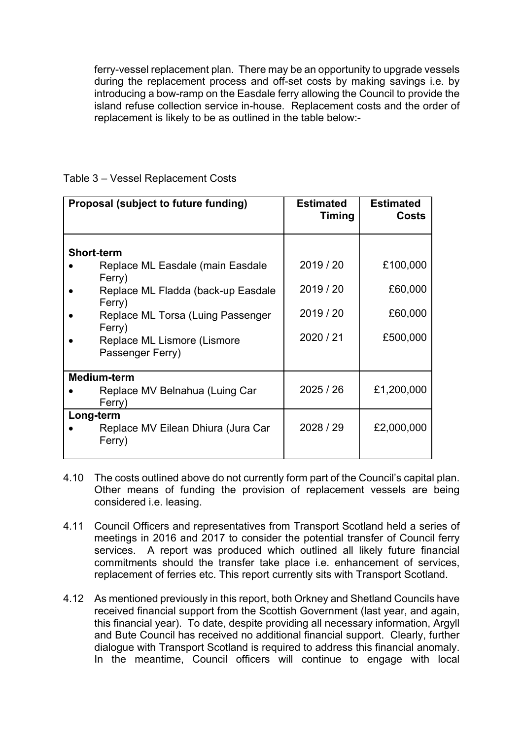ferry-vessel replacement plan. There may be an opportunity to upgrade vessels during the replacement process and off-set costs by making savings i.e. by introducing a bow-ramp on the Easdale ferry allowing the Council to provide the island refuse collection service in-house. Replacement costs and the order of replacement is likely to be as outlined in the table below:-

Table 3 – Vessel Replacement Costs

| Proposal (subject to future funding) | Estimated Timing | Estimated Costs |
|---|---|---|
| **Short-term** | | |
| • Replace ML Easdale (main Easdale Ferry) | 2019 / 20 | £100,000 |
| • Replace ML Fladda (back-up Easdale Ferry) | 2019 / 20 | £60,000 |
| • Replace ML Torsa (Luing Passenger Ferry) | 2019 / 20 | £60,000 |
| • Replace ML Lismore (Lismore Passenger Ferry) | 2020 / 21 | £500,000 |
| **Medium-term** | | |
| • Replace MV Belnahua (Luing Car Ferry) | 2025 / 26 | £1,200,000 |
| **Long-term** | | |
| • Replace MV Eilean Dhiura (Jura Car Ferry) | 2028 / 29 | £2,000,000 |

4.10 The costs outlined above do not currently form part of the Council's capital plan. Other means of funding the provision of replacement vessels are being considered i.e. leasing.

4.11 Council Officers and representatives from Transport Scotland held a series of meetings in 2016 and 2017 to consider the potential transfer of Council ferry services. A report was produced which outlined all likely future financial commitments should the transfer take place i.e. enhancement of services, replacement of ferries etc. This report currently sits with Transport Scotland.

4.12 As mentioned previously in this report, both Orkney and Shetland Councils have received financial support from the Scottish Government (last year, and again, this financial year). To date, despite providing all necessary information, Argyll and Bute Council has received no additional financial support. Clearly, further dialogue with Transport Scotland is required to address this financial anomaly. In the meantime, Council officers will continue to engage with local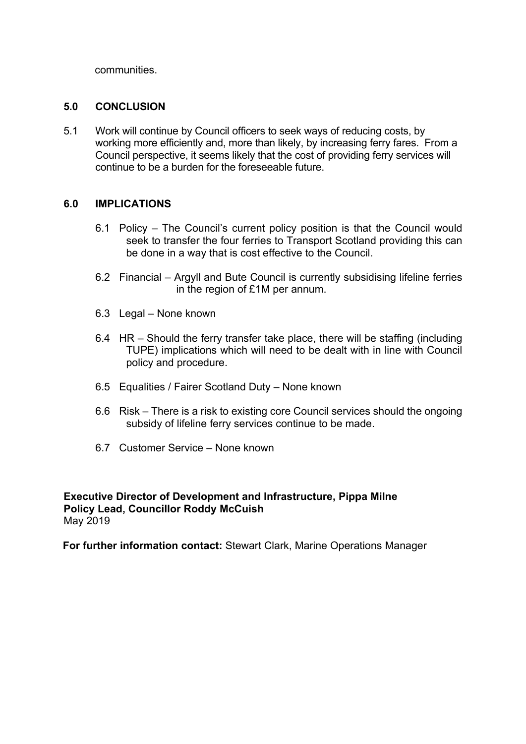communities.

## 5.0 CONCLUSION

5.1 Work will continue by Council officers to seek ways of reducing costs, by working more efficiently and, more than likely, by increasing ferry fares. From a Council perspective, it seems likely that the cost of providing ferry services will continue to be a burden for the foreseeable future.

## 6.0 IMPLICATIONS

6.1 Policy – The Council's current policy position is that the Council would seek to transfer the four ferries to Transport Scotland providing this can be done in a way that is cost effective to the Council.

6.2 Financial – Argyll and Bute Council is currently subsidising lifeline ferries in the region of £1M per annum.

6.3 Legal – None known

6.4 HR – Should the ferry transfer take place, there will be staffing (including TUPE) implications which will need to be dealt with in line with Council policy and procedure.

6.5 Equalities / Fairer Scotland Duty – None known

6.6 Risk – There is a risk to existing core Council services should the ongoing subsidy of lifeline ferry services continue to be made.

6.7 Customer Service – None known

**Executive Director of Development and Infrastructure, Pippa Milne**
**Policy Lead, Councillor Roddy McCuish**
May 2019

**For further information contact:** Stewart Clark, Marine Operations Manager